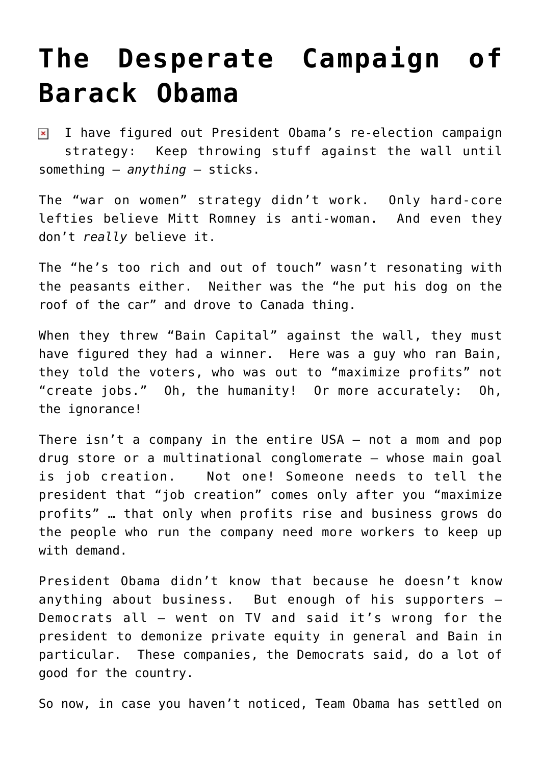# The Desperate Campaign of Barack Obama

I have figured out President Obama's re-election campaign strategy:  Keep throwing stuff against the wall until something – *anything* – sticks.

The "war on women" strategy didn't work.  Only hard-core lefties believe Mitt Romney is anti-woman.  And even they don't *really* believe it.

The "he's too rich and out of touch" wasn't resonating with the peasants either.  Neither was the "he put his dog on the roof of the car" and drove to Canada thing.

When they threw "Bain Capital" against the wall, they must have figured they had a winner.  Here was a guy who ran Bain, they told the voters, who was out to "maximize profits" not "create jobs."  Oh, the humanity!  Or more accurately:  Oh, the ignorance!

There isn't a company in the entire USA – not a mom and pop drug store or a multinational conglomerate – whose main goal is job creation.   Not one! Someone needs to tell the president that "job creation" comes only after you "maximize profits" … that only when profits rise and business grows do the people who run the company need more workers to keep up with demand.

President Obama didn't know that because he doesn't know anything about business.  But enough of his supporters – Democrats all – went on TV and said it's wrong for the president to demonize private equity in general and Bain in particular.  These companies, the Democrats said, do a lot of good for the country.

So now, in case you haven't noticed, Team Obama has settled on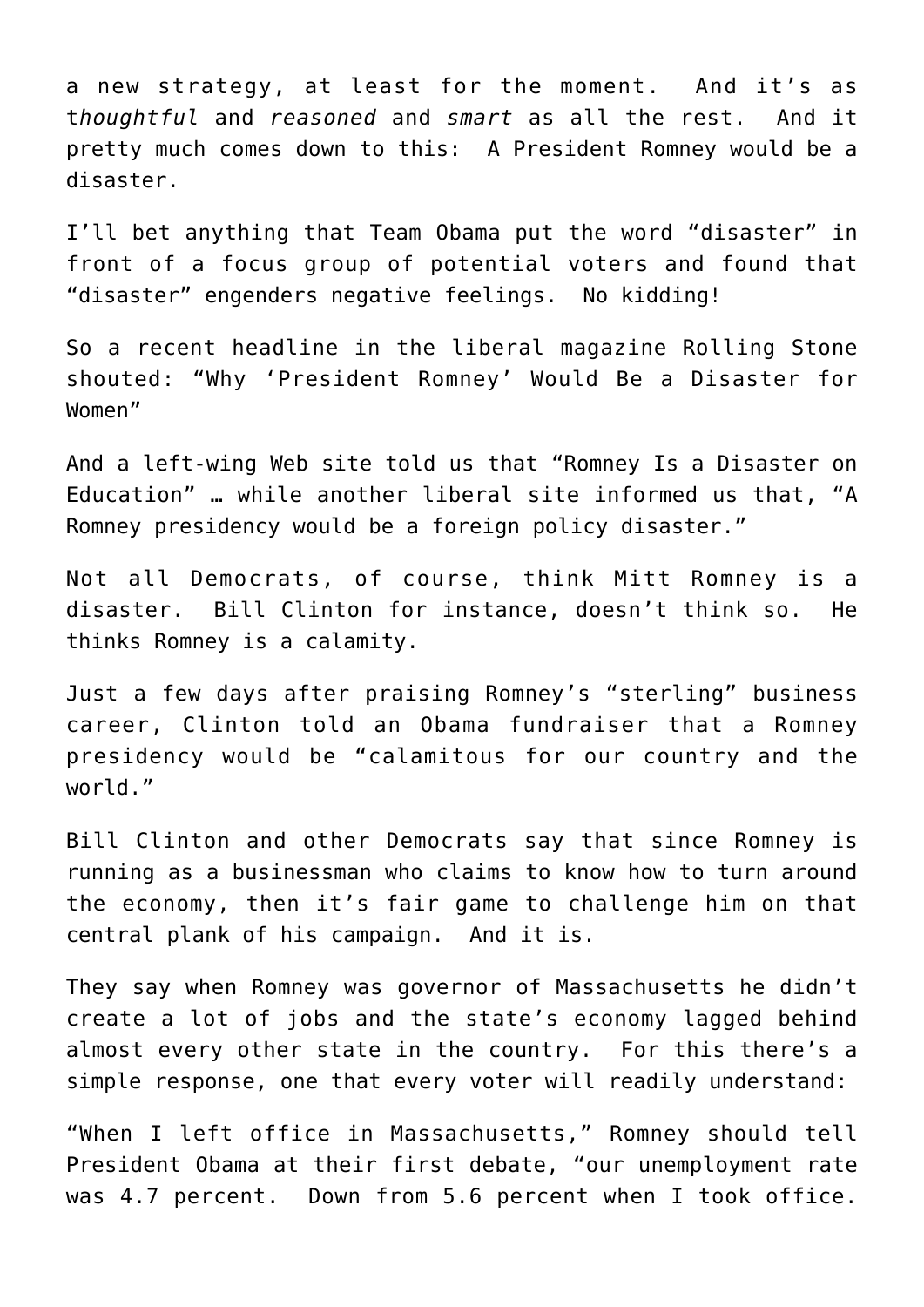a new strategy, at least for the moment. And it's as t*houghtful* and *reasoned* and *smart* as all the rest. And it pretty much comes down to this: A President Romney would be a disaster.

I'll bet anything that Team Obama put the word "disaster" in front of a focus group of potential voters and found that "disaster" engenders negative feelings. No kidding!

So a recent headline in the liberal magazine Rolling Stone shouted: "Why 'President Romney' Would Be a Disaster for Women"

And a left-wing Web site told us that "Romney Is a Disaster on Education" … while another liberal site informed us that, "A Romney presidency would be a foreign policy disaster."

Not all Democrats, of course, think Mitt Romney is a disaster. Bill Clinton for instance, doesn't think so. He thinks Romney is a calamity.

Just a few days after praising Romney's "sterling" business career, Clinton told an Obama fundraiser that a Romney presidency would be "calamitous for our country and the world."

Bill Clinton and other Democrats say that since Romney is running as a businessman who claims to know how to turn around the economy, then it's fair game to challenge him on that central plank of his campaign. And it is.

They say when Romney was governor of Massachusetts he didn't create a lot of jobs and the state's economy lagged behind almost every other state in the country. For this there's a simple response, one that every voter will readily understand:

"When I left office in Massachusetts," Romney should tell President Obama at their first debate, "our unemployment rate was 4.7 percent. Down from 5.6 percent when I took office.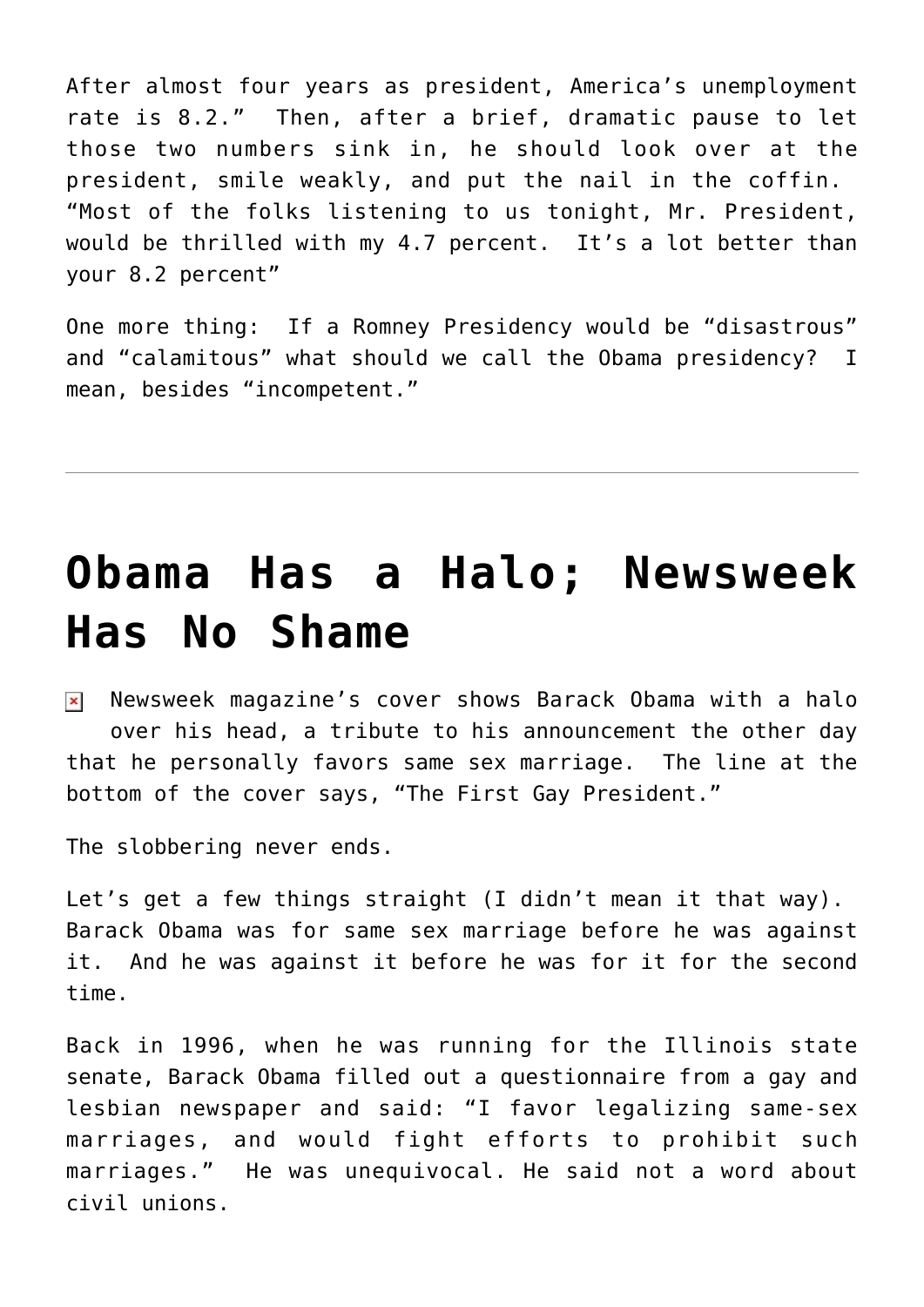After almost four years as president, America's unemployment rate is 8.2." Then, after a brief, dramatic pause to let those two numbers sink in, he should look over at the president, smile weakly, and put the nail in the coffin. "Most of the folks listening to us tonight, Mr. President, would be thrilled with my 4.7 percent. It's a lot better than your 8.2 percent"

One more thing: If a Romney Presidency would be "disastrous" and "calamitous" what should we call the Obama presidency? I mean, besides "incompetent."

---

# Obama Has a Halo; Newsweek Has No Shame

Newsweek magazine's cover shows Barack Obama with a halo over his head, a tribute to his announcement the other day that he personally favors same sex marriage. The line at the bottom of the cover says, "The First Gay President."

The slobbering never ends.

Let's get a few things straight (I didn't mean it that way). Barack Obama was for same sex marriage before he was against it. And he was against it before he was for it for the second time.

Back in 1996, when he was running for the Illinois state senate, Barack Obama filled out a questionnaire from a gay and lesbian newspaper and said: "I favor legalizing same-sex marriages, and would fight efforts to prohibit such marriages." He was unequivocal. He said not a word about civil unions.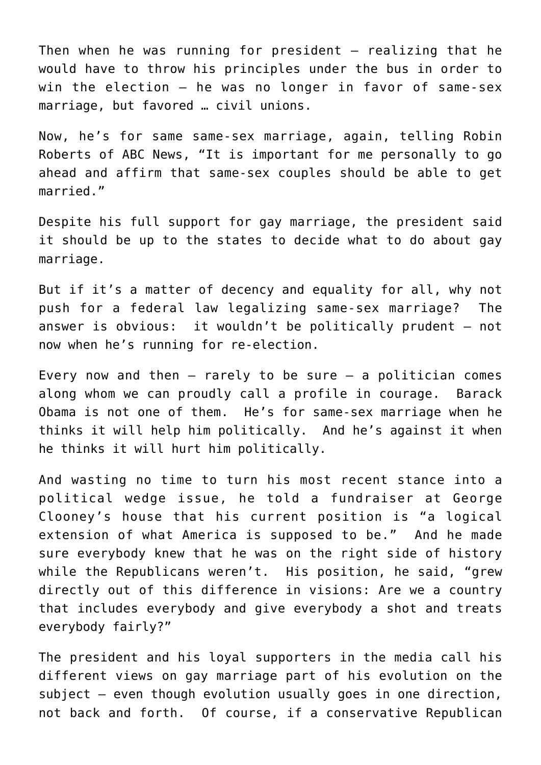Then when he was running for president – realizing that he would have to throw his principles under the bus in order to win the election – he was no longer in favor of same-sex marriage, but favored … civil unions.

Now, he's for same same-sex marriage, again, telling Robin Roberts of ABC News, "It is important for me personally to go ahead and affirm that same-sex couples should be able to get married."

Despite his full support for gay marriage, the president said it should be up to the states to decide what to do about gay marriage.

But if it's a matter of decency and equality for all, why not push for a federal law legalizing same-sex marriage? The answer is obvious: it wouldn't be politically prudent – not now when he's running for re-election.

Every now and then – rarely to be sure – a politician comes along whom we can proudly call a profile in courage. Barack Obama is not one of them. He's for same-sex marriage when he thinks it will help him politically. And he's against it when he thinks it will hurt him politically.

And wasting no time to turn his most recent stance into a political wedge issue, he told a fundraiser at George Clooney's house that his current position is "a logical extension of what America is supposed to be." And he made sure everybody knew that he was on the right side of history while the Republicans weren't. His position, he said, "grew directly out of this difference in visions: Are we a country that includes everybody and give everybody a shot and treats everybody fairly?"

The president and his loyal supporters in the media call his different views on gay marriage part of his evolution on the subject – even though evolution usually goes in one direction, not back and forth. Of course, if a conservative Republican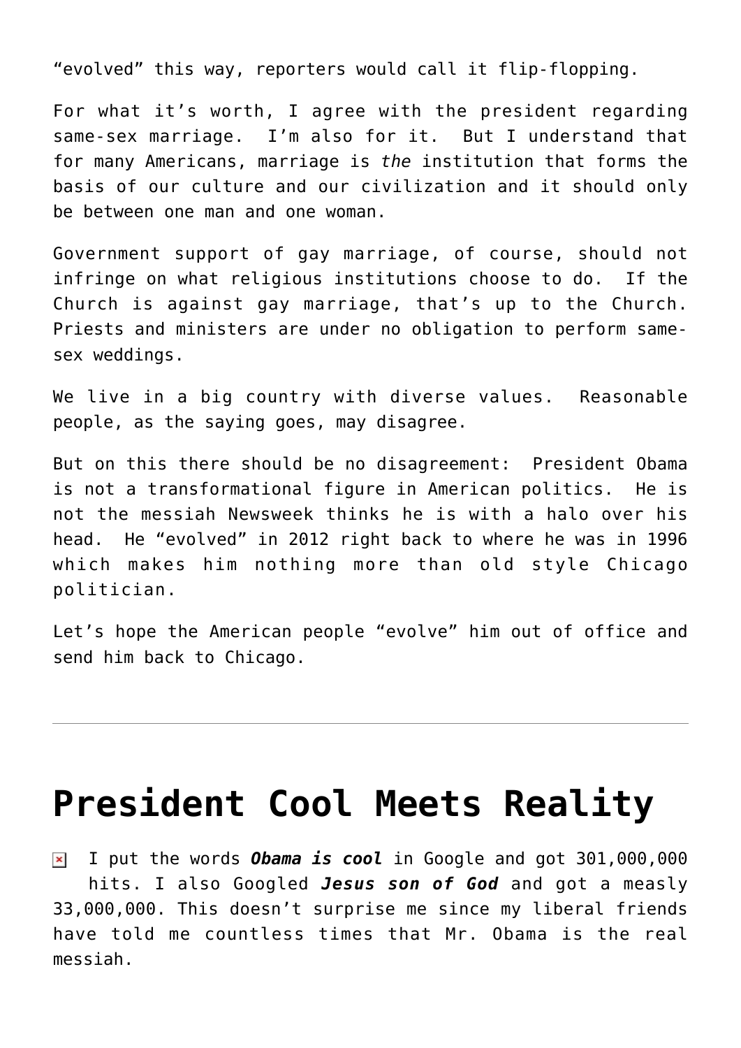"evolved" this way, reporters would call it flip-flopping.

For what it's worth, I agree with the president regarding same-sex marriage. I'm also for it. But I understand that for many Americans, marriage is *the* institution that forms the basis of our culture and our civilization and it should only be between one man and one woman.

Government support of gay marriage, of course, should not infringe on what religious institutions choose to do. If the Church is against gay marriage, that's up to the Church. Priests and ministers are under no obligation to perform same-sex weddings.

We live in a big country with diverse values. Reasonable people, as the saying goes, may disagree.

But on this there should be no disagreement: President Obama is not a transformational figure in American politics. He is not the messiah Newsweek thinks he is with a halo over his head. He "evolved" in 2012 right back to where he was in 1996 which makes him nothing more than old style Chicago politician.

Let's hope the American people "evolve" him out of office and send him back to Chicago.

---

# President Cool Meets Reality

I put the words ***Obama is cool*** in Google and got 301,000,000 hits. I also Googled ***Jesus son of God*** and got a measly 33,000,000. This doesn't surprise me since my liberal friends have told me countless times that Mr. Obama is the real messiah.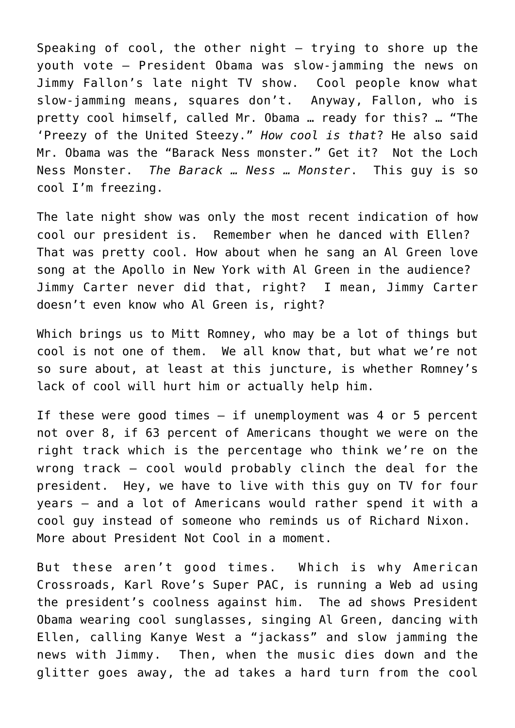Speaking of cool, the other night – trying to shore up the youth vote – President Obama was slow-jamming the news on Jimmy Fallon's late night TV show. Cool people know what slow-jamming means, squares don't. Anyway, Fallon, who is pretty cool himself, called Mr. Obama … ready for this? … "The 'Preezy of the United Steezy." *How cool is that*? He also said Mr. Obama was the "Barack Ness monster." Get it? Not the Loch Ness Monster. *The Barack … Ness … Monster*. This guy is so cool I'm freezing.

The late night show was only the most recent indication of how cool our president is. Remember when he danced with Ellen? That was pretty cool. How about when he sang an Al Green love song at the Apollo in New York with Al Green in the audience? Jimmy Carter never did that, right? I mean, Jimmy Carter doesn't even know who Al Green is, right?

Which brings us to Mitt Romney, who may be a lot of things but cool is not one of them. We all know that, but what we're not so sure about, at least at this juncture, is whether Romney's lack of cool will hurt him or actually help him.

If these were good times – if unemployment was 4 or 5 percent not over 8, if 63 percent of Americans thought we were on the right track which is the percentage who think we're on the wrong track – cool would probably clinch the deal for the president. Hey, we have to live with this guy on TV for four years – and a lot of Americans would rather spend it with a cool guy instead of someone who reminds us of Richard Nixon. More about President Not Cool in a moment.

But these aren't good times. Which is why American Crossroads, Karl Rove's Super PAC, is running a Web ad using the president's coolness against him. The ad shows President Obama wearing cool sunglasses, singing Al Green, dancing with Ellen, calling Kanye West a "jackass" and slow jamming the news with Jimmy. Then, when the music dies down and the glitter goes away, the ad takes a hard turn from the cool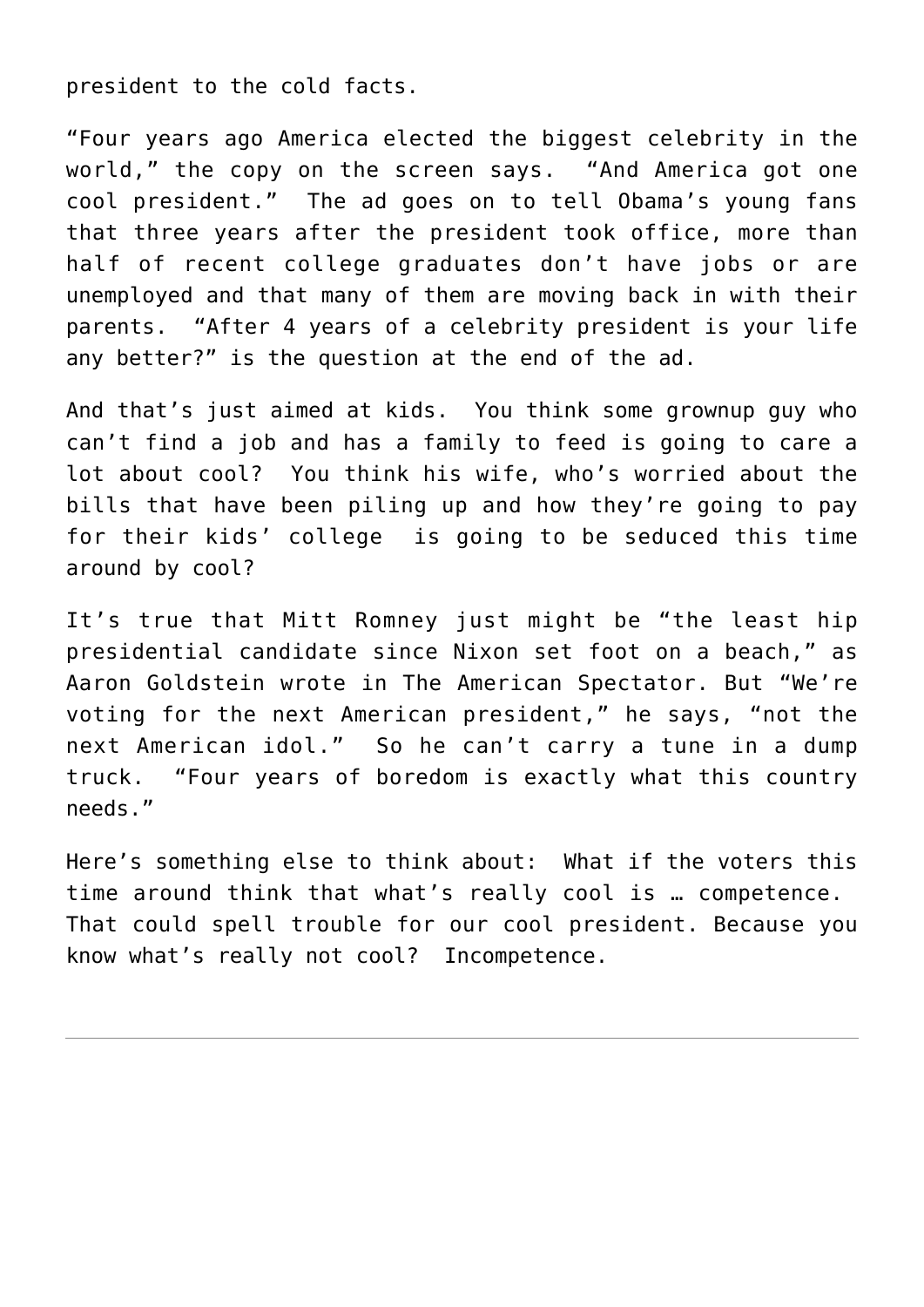president to the cold facts.

"Four years ago America elected the biggest celebrity in the world," the copy on the screen says. "And America got one cool president." The ad goes on to tell Obama's young fans that three years after the president took office, more than half of recent college graduates don't have jobs or are unemployed and that many of them are moving back in with their parents. "After 4 years of a celebrity president is your life any better?" is the question at the end of the ad.

And that's just aimed at kids. You think some grownup guy who can't find a job and has a family to feed is going to care a lot about cool? You think his wife, who's worried about the bills that have been piling up and how they're going to pay for their kids' college is going to be seduced this time around by cool?

It's true that Mitt Romney just might be "the least hip presidential candidate since Nixon set foot on a beach," as Aaron Goldstein wrote in The American Spectator. But "We're voting for the next American president," he says, "not the next American idol." So he can't carry a tune in a dump truck. "Four years of boredom is exactly what this country needs."

Here's something else to think about: What if the voters this time around think that what's really cool is … competence. That could spell trouble for our cool president. Because you know what's really not cool? Incompetence.

---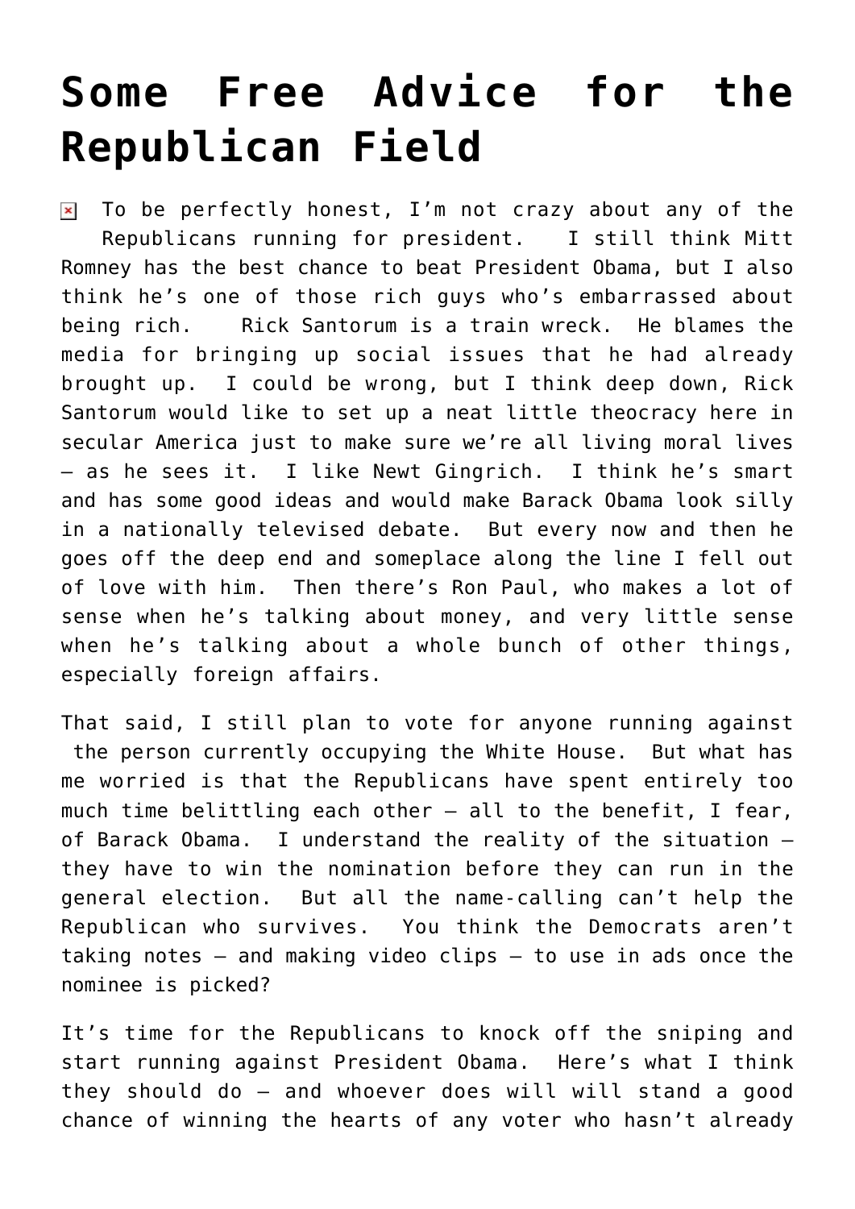# Some Free Advice for the Republican Field

To be perfectly honest, I'm not crazy about any of the Republicans running for president. I still think Mitt Romney has the best chance to beat President Obama, but I also think he's one of those rich guys who's embarrassed about being rich. Rick Santorum is a train wreck. He blames the media for bringing up social issues that he had already brought up. I could be wrong, but I think deep down, Rick Santorum would like to set up a neat little theocracy here in secular America just to make sure we're all living moral lives – as he sees it. I like Newt Gingrich. I think he's smart and has some good ideas and would make Barack Obama look silly in a nationally televised debate. But every now and then he goes off the deep end and someplace along the line I fell out of love with him. Then there's Ron Paul, who makes a lot of sense when he's talking about money, and very little sense when he's talking about a whole bunch of other things, especially foreign affairs.

That said, I still plan to vote for anyone running against the person currently occupying the White House. But what has me worried is that the Republicans have spent entirely too much time belittling each other – all to the benefit, I fear, of Barack Obama. I understand the reality of the situation – they have to win the nomination before they can run in the general election. But all the name-calling can't help the Republican who survives. You think the Democrats aren't taking notes – and making video clips – to use in ads once the nominee is picked?

It's time for the Republicans to knock off the sniping and start running against President Obama. Here's what I think they should do – and whoever does will will stand a good chance of winning the hearts of any voter who hasn't already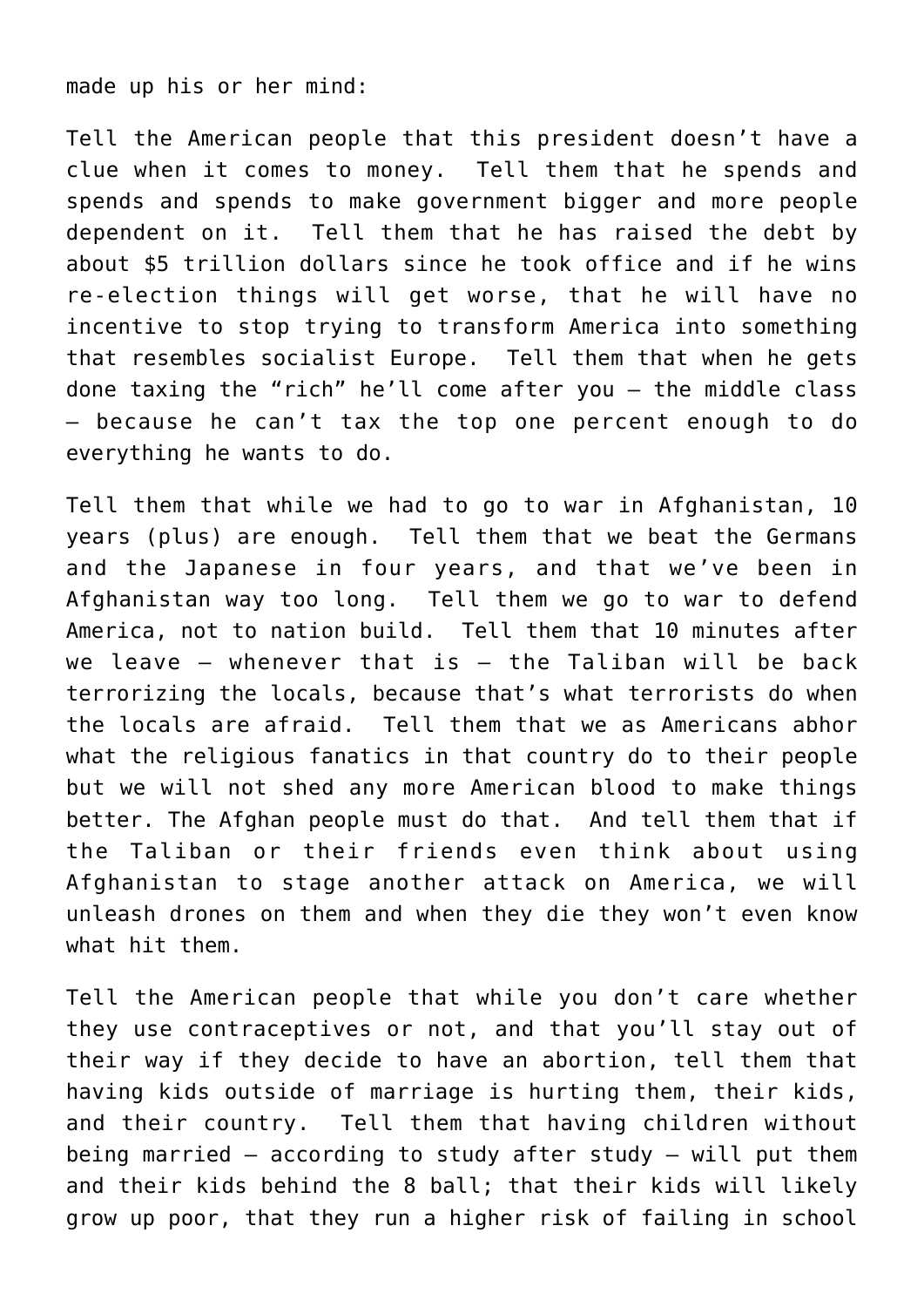made up his or her mind:

Tell the American people that this president doesn't have a clue when it comes to money. Tell them that he spends and spends and spends to make government bigger and more people dependent on it. Tell them that he has raised the debt by about $5 trillion dollars since he took office and if he wins re-election things will get worse, that he will have no incentive to stop trying to transform America into something that resembles socialist Europe. Tell them that when he gets done taxing the "rich" he'll come after you – the middle class – because he can't tax the top one percent enough to do everything he wants to do.

Tell them that while we had to go to war in Afghanistan, 10 years (plus) are enough. Tell them that we beat the Germans and the Japanese in four years, and that we've been in Afghanistan way too long. Tell them we go to war to defend America, not to nation build. Tell them that 10 minutes after we leave – whenever that is – the Taliban will be back terrorizing the locals, because that's what terrorists do when the locals are afraid. Tell them that we as Americans abhor what the religious fanatics in that country do to their people but we will not shed any more American blood to make things better. The Afghan people must do that. And tell them that if the Taliban or their friends even think about using Afghanistan to stage another attack on America, we will unleash drones on them and when they die they won't even know what hit them.

Tell the American people that while you don't care whether they use contraceptives or not, and that you'll stay out of their way if they decide to have an abortion, tell them that having kids outside of marriage is hurting them, their kids, and their country. Tell them that having children without being married – according to study after study – will put them and their kids behind the 8 ball; that their kids will likely grow up poor, that they run a higher risk of failing in school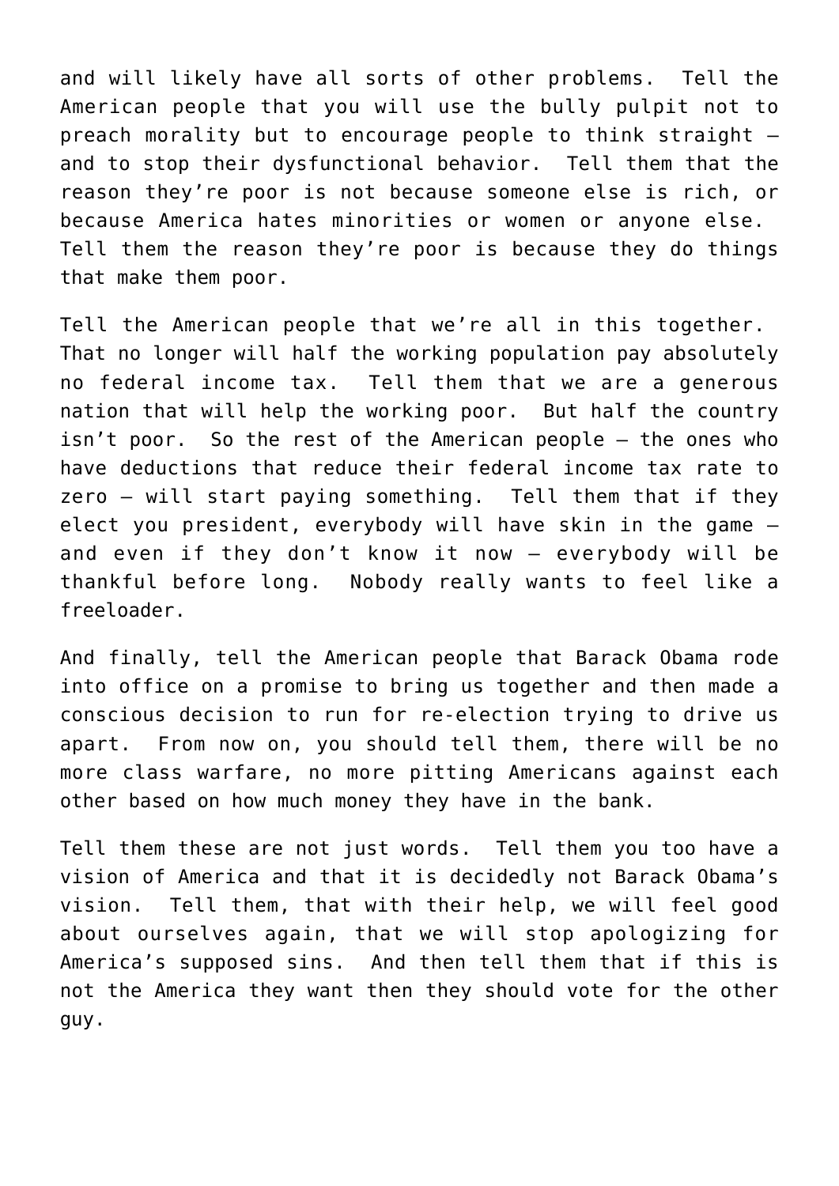and will likely have all sorts of other problems. Tell the American people that you will use the bully pulpit not to preach morality but to encourage people to think straight – and to stop their dysfunctional behavior. Tell them that the reason they're poor is not because someone else is rich, or because America hates minorities or women or anyone else. Tell them the reason they're poor is because they do things that make them poor.

Tell the American people that we're all in this together. That no longer will half the working population pay absolutely no federal income tax. Tell them that we are a generous nation that will help the working poor. But half the country isn't poor. So the rest of the American people – the ones who have deductions that reduce their federal income tax rate to zero – will start paying something. Tell them that if they elect you president, everybody will have skin in the game – and even if they don't know it now – everybody will be thankful before long. Nobody really wants to feel like a freeloader.

And finally, tell the American people that Barack Obama rode into office on a promise to bring us together and then made a conscious decision to run for re-election trying to drive us apart. From now on, you should tell them, there will be no more class warfare, no more pitting Americans against each other based on how much money they have in the bank.

Tell them these are not just words. Tell them you too have a vision of America and that it is decidedly not Barack Obama's vision. Tell them, that with their help, we will feel good about ourselves again, that we will stop apologizing for America's supposed sins. And then tell them that if this is not the America they want then they should vote for the other guy.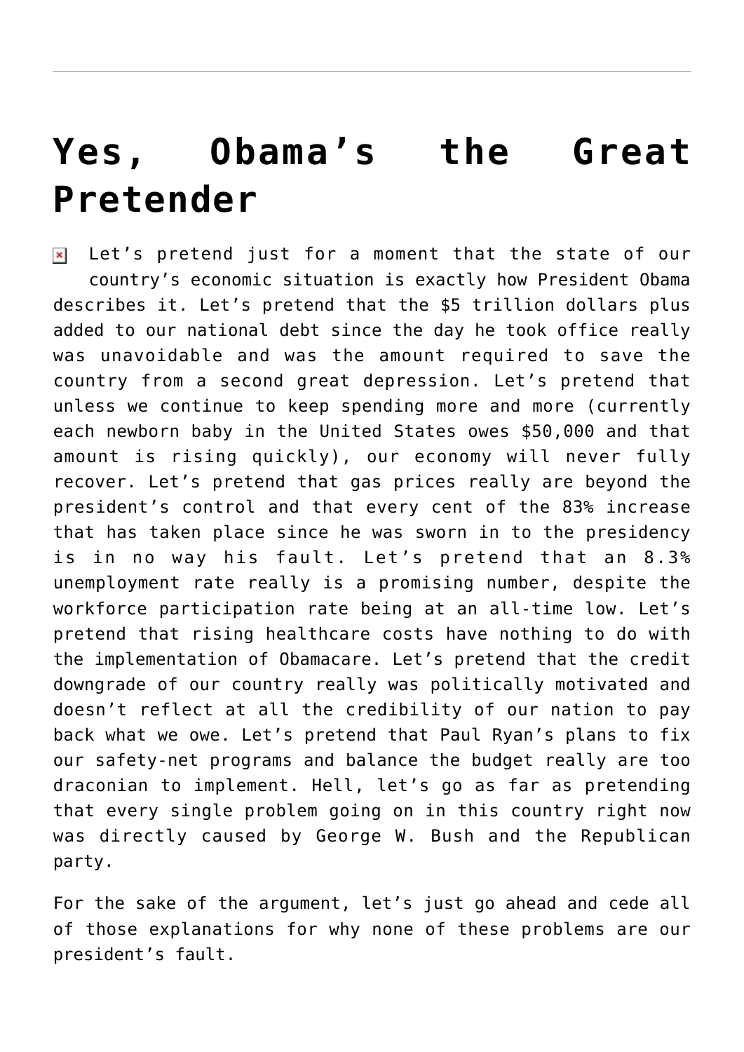# Yes, Obama's the Great Pretender

Let's pretend just for a moment that the state of our country's economic situation is exactly how President Obama describes it. Let's pretend that the $5 trillion dollars plus added to our national debt since the day he took office really was unavoidable and was the amount required to save the country from a second great depression. Let's pretend that unless we continue to keep spending more and more (currently each newborn baby in the United States owes $50,000 and that amount is rising quickly), our economy will never fully recover. Let's pretend that gas prices really are beyond the president's control and that every cent of the 83% increase that has taken place since he was sworn in to the presidency is in no way his fault. Let's pretend that an 8.3% unemployment rate really is a promising number, despite the workforce participation rate being at an all-time low. Let's pretend that rising healthcare costs have nothing to do with the implementation of Obamacare. Let's pretend that the credit downgrade of our country really was politically motivated and doesn't reflect at all the credibility of our nation to pay back what we owe. Let's pretend that Paul Ryan's plans to fix our safety-net programs and balance the budget really are too draconian to implement. Hell, let's go as far as pretending that every single problem going on in this country right now was directly caused by George W. Bush and the Republican party.

For the sake of the argument, let's just go ahead and cede all of those explanations for why none of these problems are our president's fault.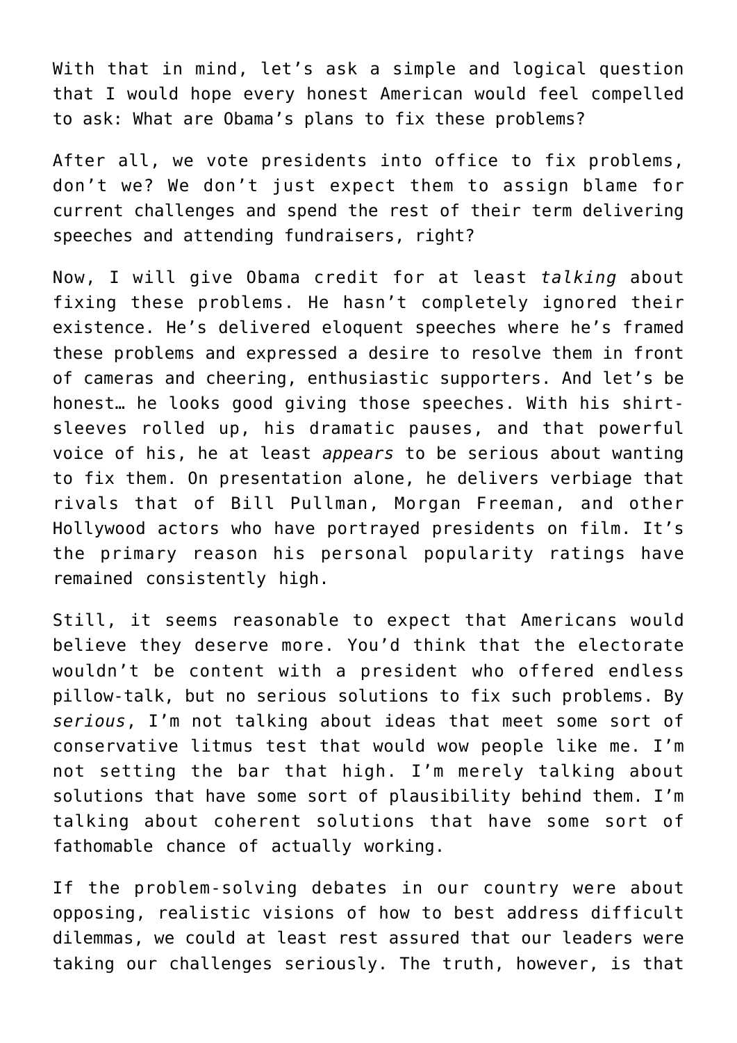With that in mind, let's ask a simple and logical question that I would hope every honest American would feel compelled to ask: What are Obama's plans to fix these problems?

After all, we vote presidents into office to fix problems, don't we? We don't just expect them to assign blame for current challenges and spend the rest of their term delivering speeches and attending fundraisers, right?

Now, I will give Obama credit for at least *talking* about fixing these problems. He hasn't completely ignored their existence. He's delivered eloquent speeches where he's framed these problems and expressed a desire to resolve them in front of cameras and cheering, enthusiastic supporters. And let's be honest… he looks good giving those speeches. With his shirt-sleeves rolled up, his dramatic pauses, and that powerful voice of his, he at least *appears* to be serious about wanting to fix them. On presentation alone, he delivers verbiage that rivals that of Bill Pullman, Morgan Freeman, and other Hollywood actors who have portrayed presidents on film. It's the primary reason his personal popularity ratings have remained consistently high.

Still, it seems reasonable to expect that Americans would believe they deserve more. You'd think that the electorate wouldn't be content with a president who offered endless pillow-talk, but no serious solutions to fix such problems. By *serious*, I'm not talking about ideas that meet some sort of conservative litmus test that would wow people like me. I'm not setting the bar that high. I'm merely talking about solutions that have some sort of plausibility behind them. I'm talking about coherent solutions that have some sort of fathomable chance of actually working.

If the problem-solving debates in our country were about opposing, realistic visions of how to best address difficult dilemmas, we could at least rest assured that our leaders were taking our challenges seriously. The truth, however, is that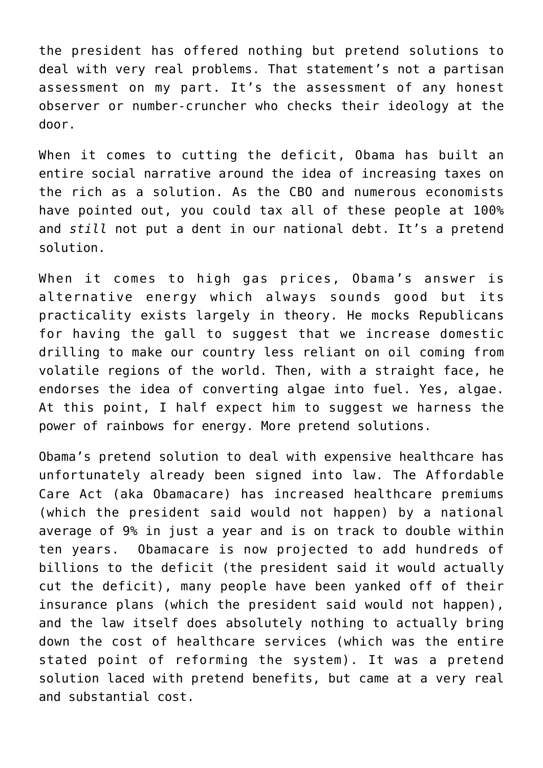the president has offered nothing but pretend solutions to deal with very real problems. That statement's not a partisan assessment on my part. It's the assessment of any honest observer or number-cruncher who checks their ideology at the door.

When it comes to cutting the deficit, Obama has built an entire social narrative around the idea of increasing taxes on the rich as a solution. As the CBO and numerous economists have pointed out, you could tax all of these people at 100% and *still* not put a dent in our national debt. It's a pretend solution.

When it comes to high gas prices, Obama's answer is alternative energy which always sounds good but its practicality exists largely in theory. He mocks Republicans for having the gall to suggest that we increase domestic drilling to make our country less reliant on oil coming from volatile regions of the world. Then, with a straight face, he endorses the idea of converting algae into fuel. Yes, algae. At this point, I half expect him to suggest we harness the power of rainbows for energy. More pretend solutions.

Obama's pretend solution to deal with expensive healthcare has unfortunately already been signed into law. The Affordable Care Act (aka Obamacare) has increased healthcare premiums (which the president said would not happen) by a national average of 9% in just a year and is on track to double within ten years. Obamacare is now projected to add hundreds of billions to the deficit (the president said it would actually cut the deficit), many people have been yanked off of their insurance plans (which the president said would not happen), and the law itself does absolutely nothing to actually bring down the cost of healthcare services (which was the entire stated point of reforming the system). It was a pretend solution laced with pretend benefits, but came at a very real and substantial cost.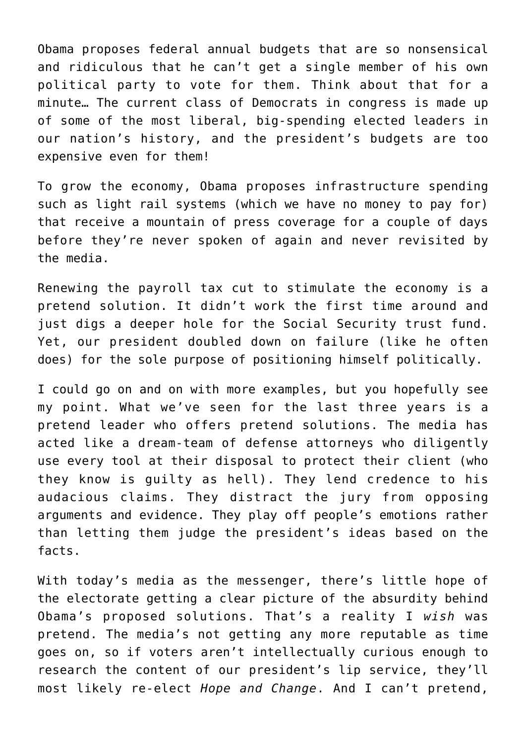Obama proposes federal annual budgets that are so nonsensical and ridiculous that he can't get a single member of his own political party to vote for them. Think about that for a minute… The current class of Democrats in congress is made up of some of the most liberal, big-spending elected leaders in our nation's history, and the president's budgets are too expensive even for them!

To grow the economy, Obama proposes infrastructure spending such as light rail systems (which we have no money to pay for) that receive a mountain of press coverage for a couple of days before they're never spoken of again and never revisited by the media.

Renewing the payroll tax cut to stimulate the economy is a pretend solution. It didn't work the first time around and just digs a deeper hole for the Social Security trust fund. Yet, our president doubled down on failure (like he often does) for the sole purpose of positioning himself politically.

I could go on and on with more examples, but you hopefully see my point. What we've seen for the last three years is a pretend leader who offers pretend solutions. The media has acted like a dream-team of defense attorneys who diligently use every tool at their disposal to protect their client (who they know is guilty as hell). They lend credence to his audacious claims. They distract the jury from opposing arguments and evidence. They play off people's emotions rather than letting them judge the president's ideas based on the facts.

With today's media as the messenger, there's little hope of the electorate getting a clear picture of the absurdity behind Obama's proposed solutions. That's a reality I *wish* was pretend. The media's not getting any more reputable as time goes on, so if voters aren't intellectually curious enough to research the content of our president's lip service, they'll most likely re-elect *Hope and Change*. And I can't pretend,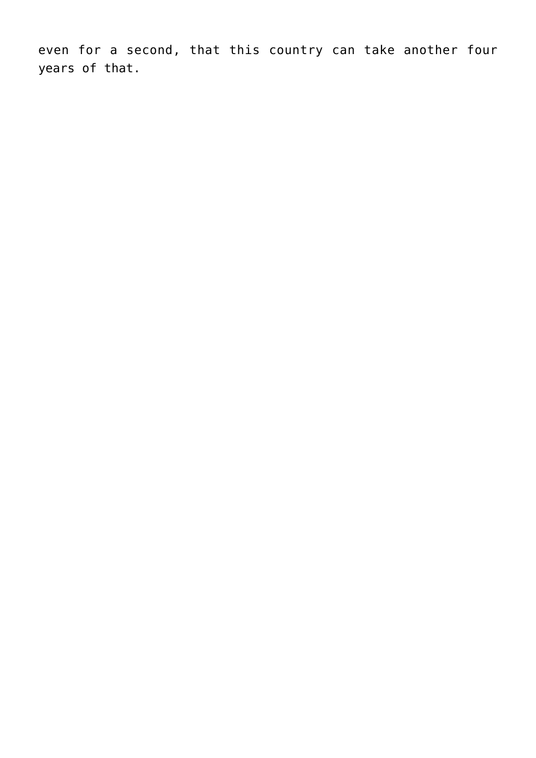even for a second, that this country can take another four years of that.